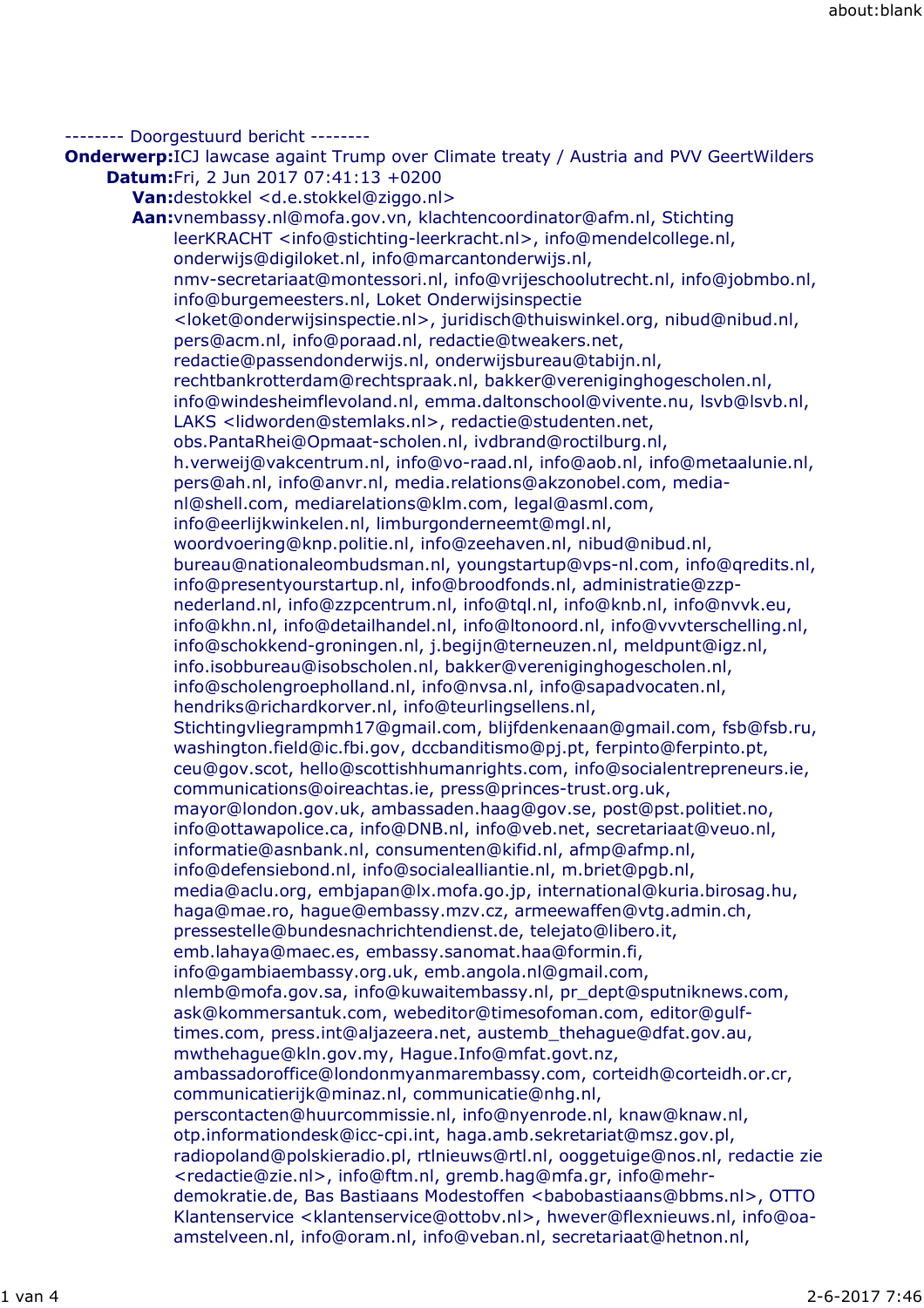-------- Doorgestuurd bericht --------

**Onderwerp:**ICJ lawcase againt Trump over Climate treaty / Austria and PVV GeertWilders
**Datum:**Fri, 2 Jun 2017 07:41:13 +0200
**Van:**destokkel <d.e.stokkel@ziggo.nl>
**Aan:**vnembassy.nl@mofa.gov.vn, klachtencoordinator@afm.nl, Stichting leerKRACHT <info@stichting-leerkracht.nl>, info@mendelcollege.nl, onderwijs@digiloket.nl, info@marcantonderwijs.nl, nmv-secretariaat@montessori.nl, info@vrijeschoolutrecht.nl, info@jobmbo.nl, info@burgemeesters.nl, Loket Onderwijsinspectie <loket@onderwijsinspectie.nl>, juridisch@thuiswinkel.org, nibud@nibud.nl, pers@acm.nl, info@poraad.nl, redactie@tweakers.net, redactie@passendonderwijs.nl, onderwijsbureau@tabijn.nl, rechtbankrotterdam@rechtspraak.nl, bakker@vereniginghogescholen.nl, info@windesheimflevoland.nl, emma.daltonschool@vivente.nu, lsvb@lsvb.nl, LAKS <lidworden@stemlaks.nl>, redactie@studenten.net, obs.PantaRhei@Opmaat-scholen.nl, ivdbrand@roctilburg.nl, h.verweij@vakcentrum.nl, info@vo-raad.nl, info@aob.nl, info@metaalunie.nl, pers@ah.nl, info@anvr.nl, media.relations@akzonobel.com, media-nl@shell.com, mediarelations@klm.com, legal@asml.com, info@eerlijkwinkelen.nl, limburgonderneemt@mgl.nl, woordvoering@knp.politie.nl, info@zeehaven.nl, nibud@nibud.nl, bureau@nationaleombudsman.nl, youngstartup@vps-nl.com, info@qredits.nl, info@presentyourstartup.nl, info@broodfonds.nl, administratie@zzp-nederland.nl, info@zzpcentrum.nl, info@tql.nl, info@knb.nl, info@nvvk.eu, info@khn.nl, info@detailhandel.nl, info@ltonoord.nl, info@vvvterschelling.nl, info@schokkend-groningen.nl, j.begijn@terneuzen.nl, meldpunt@igz.nl, info.isobbureau@isobscholen.nl, bakker@vereniginghogescholen.nl, info@scholengroepholland.nl, info@nvsa.nl, info@sapadvocaten.nl, hendriks@richardkorver.nl, info@teurlingsellens.nl, Stichtingvliegrampmh17@gmail.com, blijfdenkenaan@gmail.com, fsb@fsb.ru, washington.field@ic.fbi.gov, dccbanditismo@pj.pt, ferpinto@ferpinto.pt, ceu@gov.scot, hello@scottishhumanrights.com, info@socialentrepreneurs.ie, communications@oireachtas.ie, press@princes-trust.org.uk, mayor@london.gov.uk, ambassaden.haag@gov.se, post@pst.politiet.no, info@ottawapolice.ca, info@DNB.nl, info@veb.net, secretariaat@veuo.nl, informatie@asnbank.nl, consumenten@kifid.nl, afmp@afmp.nl, info@defensiebond.nl, info@socialealliantie.nl, m.briet@pgb.nl, media@aclu.org, embjapan@lx.mofa.go.jp, international@kuria.birosag.hu, haga@mae.ro, hague@embassy.mzv.cz, armeewaffen@vtg.admin.ch, pressestelle@bundesnachrichtendienst.de, telejato@libero.it, emb.lahaya@maec.es, embassy.sanomat.haa@formin.fi, info@gambiaembassy.org.uk, emb.angola.nl@gmail.com, nlemb@mofa.gov.sa, info@kuwaitembassy.nl, pr_dept@sputniknews.com, ask@kommersantuk.com, webeditor@timesofoman.com, editor@gulf-times.com, press.int@aljazeera.net, austemb_thehague@dfat.gov.au, mwthehague@kln.gov.my, Hague.Info@mfat.govt.nz, ambassadoroffice@londonmyanmarembassy.com, corteidh@corteidh.or.cr, communicatierijk@minaz.nl, communicatie@nhg.nl, perscontacten@huurcommissie.nl, info@nyenrode.nl, knaw@knaw.nl, otp.informationdesk@icc-cpi.int, haga.amb.sekretariat@msz.gov.pl, radiopoland@polskieradio.pl, rtlnieuws@rtl.nl, ooggetuige@nos.nl, redactie zie <redactie@zie.nl>, info@ftm.nl, gremb.hag@mfa.gr, info@mehr-demokratie.de, Bas Bastiaans Modestoffen <babobastiaans@bbms.nl>, OTTO Klantenservice <klantenservice@ottobv.nl>, hwever@flexnieuws.nl, info@oa-amstelveen.nl, info@oram.nl, info@veban.nl, secretariaat@hetnon.nl,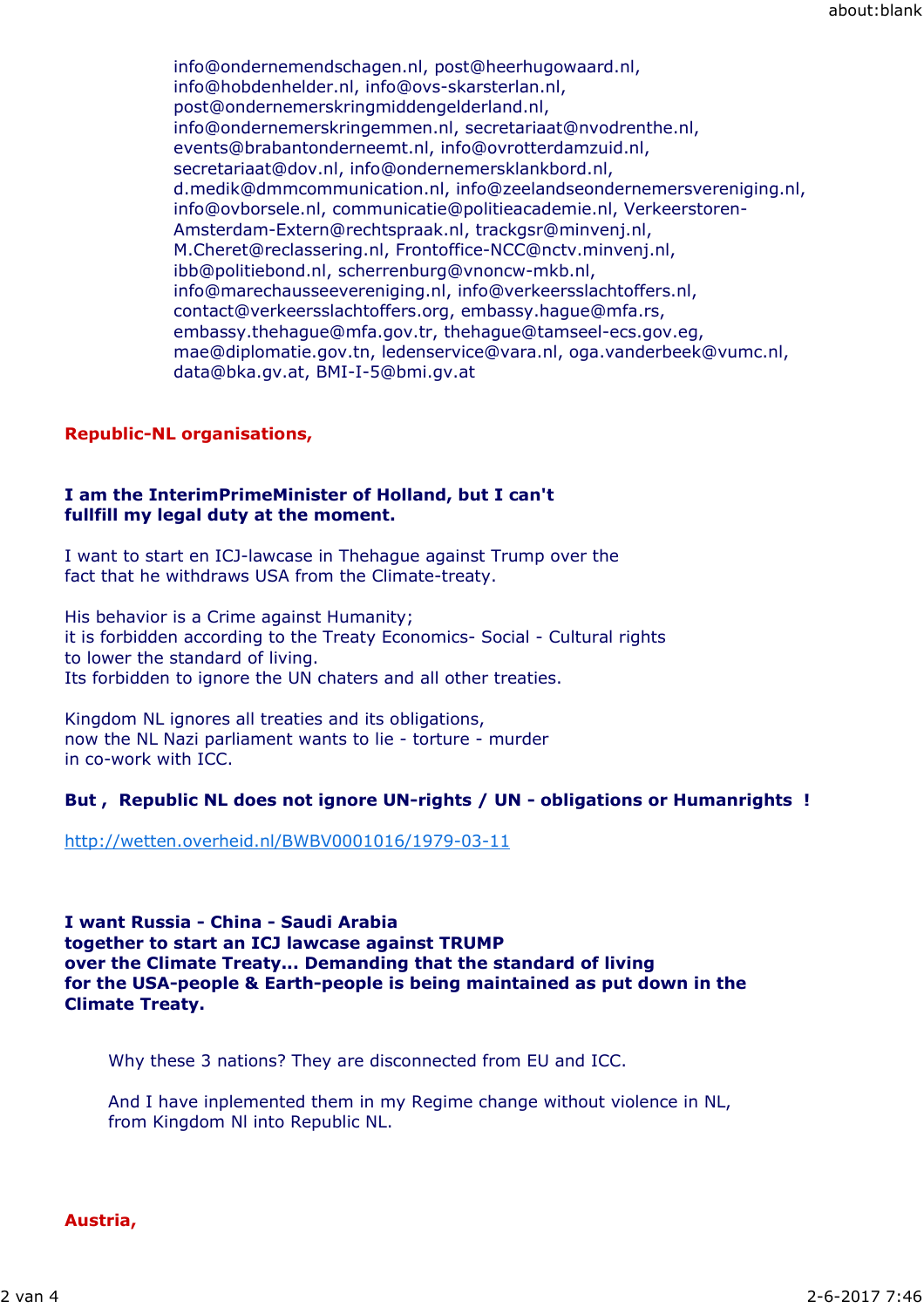info@ondernemendschagen.nl, post@heerhugowaard.nl, info@hobdenhelder.nl, info@ovs-skarsterlan.nl, post@ondernemerskringmiddengelderland.nl, info@ondernemerskringemmen.nl, secretariaat@nvodrenthe.nl, events@brabantonderneemt.nl, info@ovrotterdamzuid.nl, secretariaat@dov.nl, info@ondernemersklankbord.nl, d.medik@dmmcommunication.nl, info@zeelandseondernemersvereniging.nl, info@ovborsele.nl, communicatie@politieacademie.nl, Verkeerstoren-Amsterdam-Extern@rechtspraak.nl, trackgsr@minvenj.nl, M.Cheret@reclassering.nl, Frontoffice-NCC@nctv.minvenj.nl, ibb@politiebond.nl, scherrenburg@vnoncw-mkb.nl, info@marechausseevereniging.nl, info@verkeersslachtoffers.nl, contact@verkeersslachtoffers.org, embassy.hague@mfa.rs, embassy.thehague@mfa.gov.tr, thehague@tamseel-ecs.gov.eg, mae@diplomatie.gov.tn, ledenservice@vara.nl, oga.vanderbeek@vumc.nl, data@bka.gv.at, BMI-I-5@bmi.gv.at

**Republic-NL organisations,**

**I am the InterimPrimeMinister of Holland, but I can't fullfill my legal duty at the moment.**

I want to start en ICJ-lawcase in Thehague against Trump over the fact that he withdraws USA from the Climate-treaty.

His behavior is a Crime against Humanity;
it is forbidden according to the Treaty Economics- Social - Cultural rights to lower the standard of living.
Its forbidden to ignore the UN chaters and all other treaties.

Kingdom NL ignores all treaties and its obligations,
now the NL Nazi parliament wants to lie - torture - murder in co-work with ICC.

**But , Republic NL does not ignore UN-rights / UN - obligations or Humanrights !**

http://wetten.overheid.nl/BWBV0001016/1979-03-11

**I want Russia - China - Saudi Arabia together to start an ICJ lawcase against TRUMP over the Climate Treaty... Demanding that the standard of living for the USA-people & Earth-people is being maintained as put down in the Climate Treaty.**

Why these 3 nations? They are disconnected from EU and ICC.

And I have inplemented them in my Regime change without violence in NL, from Kingdom Nl into Republic NL.

**Austria,**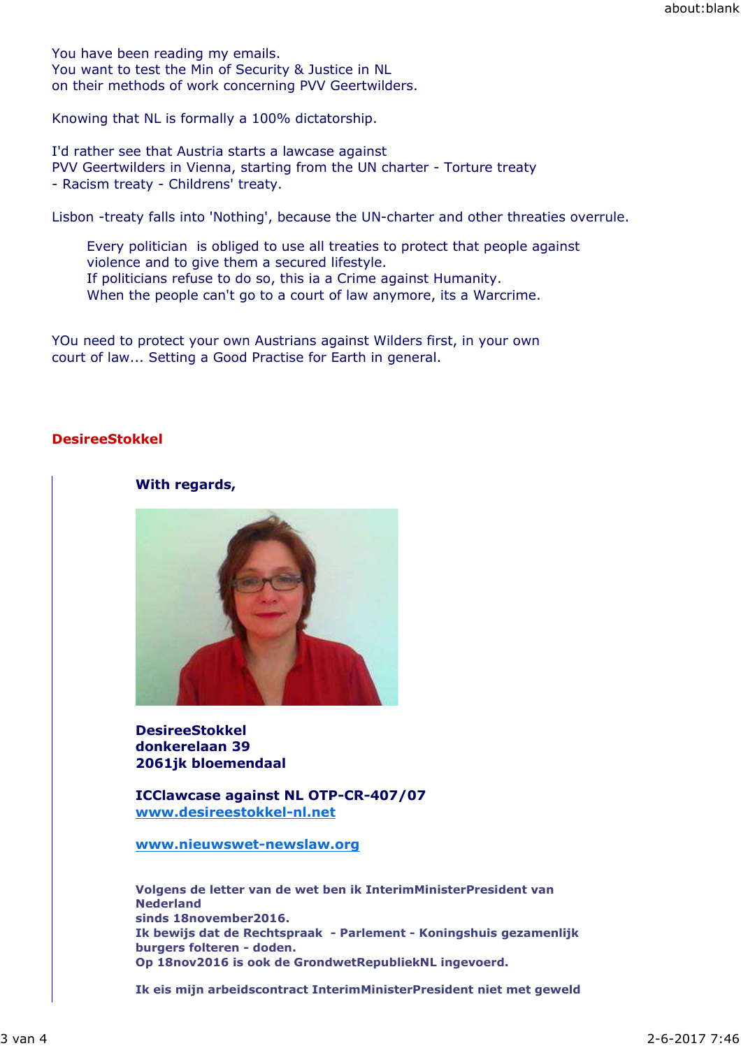You have been reading my emails.
You want to test the Min of Security & Justice in NL
on their methods of work concerning PVV Geertwilders.

Knowing that NL is formally a 100% dictatorship.

I'd rather see that Austria starts a lawcase against
PVV Geertwilders in Vienna, starting from the UN charter - Torture treaty
- Racism treaty - Childrens' treaty.

Lisbon -treaty falls into 'Nothing', because the UN-charter and other threaties overrule.

> Every politician is obliged to use all treaties to protect that people against
> violence and to give them a secured lifestyle.
> If politicians refuse to do so, this ia a Crime against Humanity.
> When the people can't go to a court of law anymore, its a Warcrime.

YOu need to protect your own Austrians against Wilders first, in your own
court of law... Setting a Good Practise for Earth in general.

**DesireeStokkel**

**With regards,**

**DesireeStokkel**
**donkerelaan 39**
**2061jk bloemendaal**

**ICClawcase against NL OTP-CR-407/07**
**www.desireestokkel-nl.net**

**www.nieuwswet-newslaw.org**

**Volgens de letter van de wet ben ik InterimMinisterPresident van Nederland**
**sinds 18november2016.**
**Ik bewijs dat de Rechtspraak - Parlement - Koningshuis gezamenlijk burgers folteren - doden.**
**Op 18nov2016 is ook de GrondwetRepubliekNL ingevoerd.**

**Ik eis mijn arbeidscontract InterimMinisterPresident niet met geweld**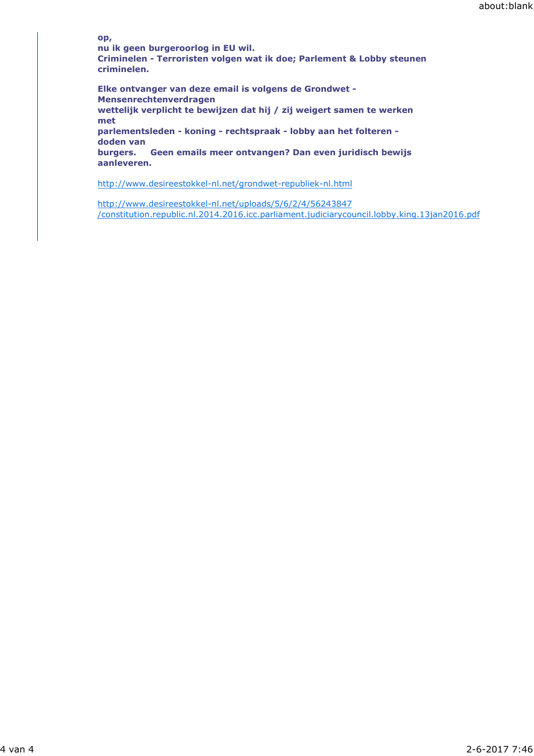**op,**
**nu ik geen burgeroorlog in EU wil.**
**Criminelen - Terroristen volgen wat ik doe; Parlement & Lobby steunen criminelen.**

**Elke ontvanger van deze email is volgens de Grondwet - Mensenrechtenverdragen**
**wettelijk verplicht te bewijzen dat hij / zij weigert samen te werken met**
**parlementsleden - koning - rechtspraak - lobby aan het folteren - doden van**
**burgers.     Geen emails meer ontvangen? Dan even juridisch bewijs aanleveren.**

http://www.desireestokkel-nl.net/grondwet-republiek-nl.html

http://www.desireestokkel-nl.net/uploads/5/6/2/4/56243847/constitution.republic.nl.2014.2016.icc.parliament.judiciarycouncil.lobby.king.13jan2016.pdf